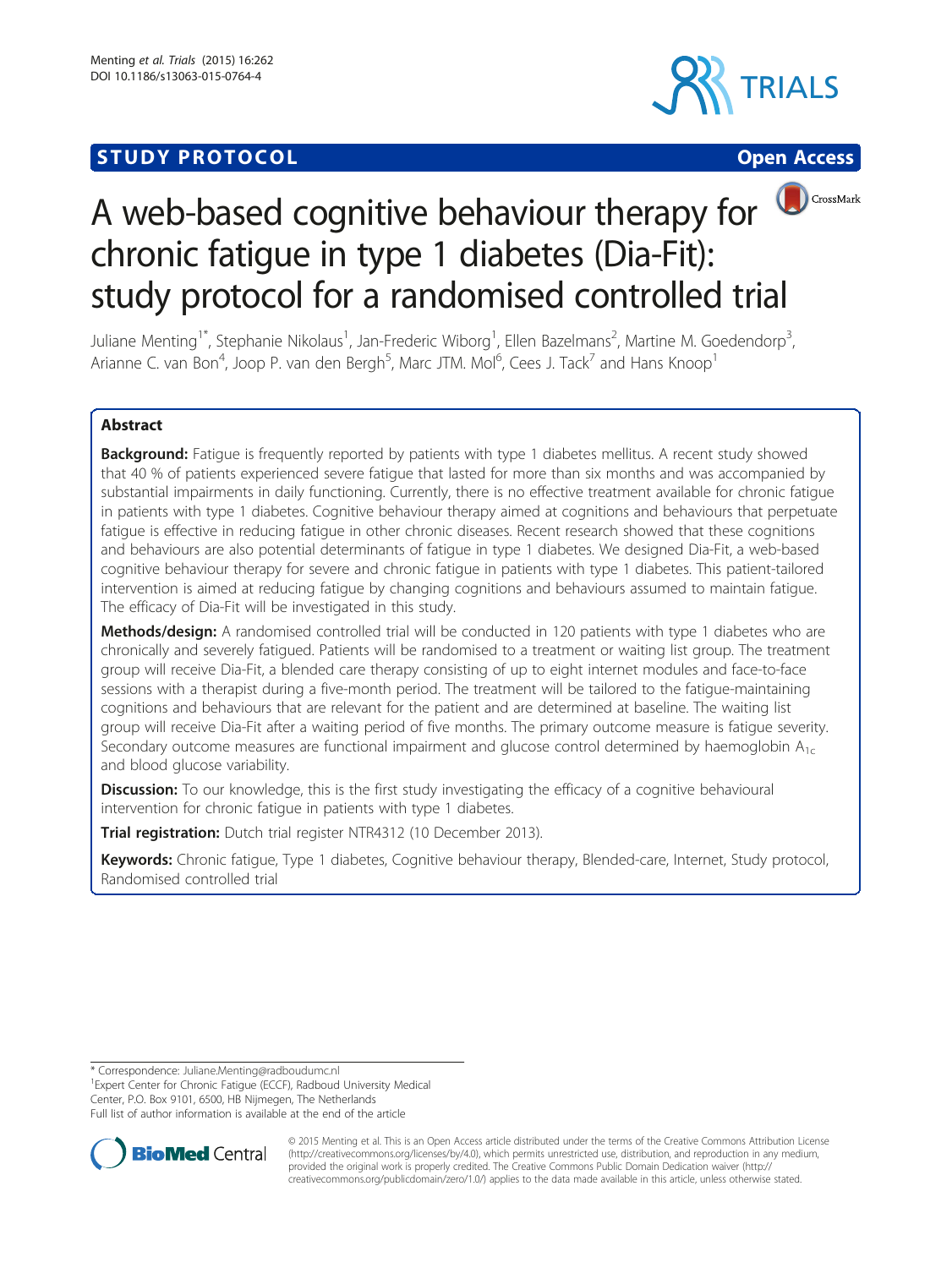STUDY PROTOCOL Open Access

# A web-based cognitive behaviour therapy for chronic fatigue in type 1 diabetes (Dia-Fit): study protocol for a randomised controlled trial

Juliane Menting[1*], Stephanie Nikolaus[1], Jan-Frederic Wiborg[1], Ellen Bazelmans[2], Martine M. Goedendorp[3], Arianne C. van Bon[4], Joop P. van den Bergh[5], Marc JTM. Mol[6], Cees J. Tack[7] and Hans Knoop[1]

## Abstract

**Background:** Fatigue is frequently reported by patients with type 1 diabetes mellitus. A recent study showed that 40 % of patients experienced severe fatigue that lasted for more than six months and was accompanied by substantial impairments in daily functioning. Currently, there is no effective treatment available for chronic fatigue in patients with type 1 diabetes. Cognitive behaviour therapy aimed at cognitions and behaviours that perpetuate fatigue is effective in reducing fatigue in other chronic diseases. Recent research showed that these cognitions and behaviours are also potential determinants of fatigue in type 1 diabetes. We designed Dia-Fit, a web-based cognitive behaviour therapy for severe and chronic fatigue in patients with type 1 diabetes. This patient-tailored intervention is aimed at reducing fatigue by changing cognitions and behaviours assumed to maintain fatigue. The efficacy of Dia-Fit will be investigated in this study.

**Methods/design:** A randomised controlled trial will be conducted in 120 patients with type 1 diabetes who are chronically and severely fatigued. Patients will be randomised to a treatment or waiting list group. The treatment group will receive Dia-Fit, a blended care therapy consisting of up to eight internet modules and face-to-face sessions with a therapist during a five-month period. The treatment will be tailored to the fatigue-maintaining cognitions and behaviours that are relevant for the patient and are determined at baseline. The waiting list group will receive Dia-Fit after a waiting period of five months. The primary outcome measure is fatigue severity. Secondary outcome measures are functional impairment and glucose control determined by haemoglobin $A_{1c}$ and blood glucose variability.

**Discussion:** To our knowledge, this is the first study investigating the efficacy of a cognitive behavioural intervention for chronic fatigue in patients with type 1 diabetes.

**Trial registration:** Dutch trial register NTR4312 (10 December 2013).

**Keywords:** Chronic fatigue, Type 1 diabetes, Cognitive behaviour therapy, Blended-care, Internet, Study protocol, Randomised controlled trial

\* Correspondence: Juliane.Menting@radboudumc.nl
[1]Expert Center for Chronic Fatigue (ECCF), Radboud University Medical Center, P.O. Box 9101, 6500, HB Nijmegen, The Netherlands
Full list of author information is available at the end of the article

© 2015 Menting et al. This is an Open Access article distributed under the terms of the Creative Commons Attribution License (http://creativecommons.org/licenses/by/4.0), which permits unrestricted use, distribution, and reproduction in any medium, provided the original work is properly credited. The Creative Commons Public Domain Dedication waiver (http://creativecommons.org/publicdomain/zero/1.0/) applies to the data made available in this article, unless otherwise stated.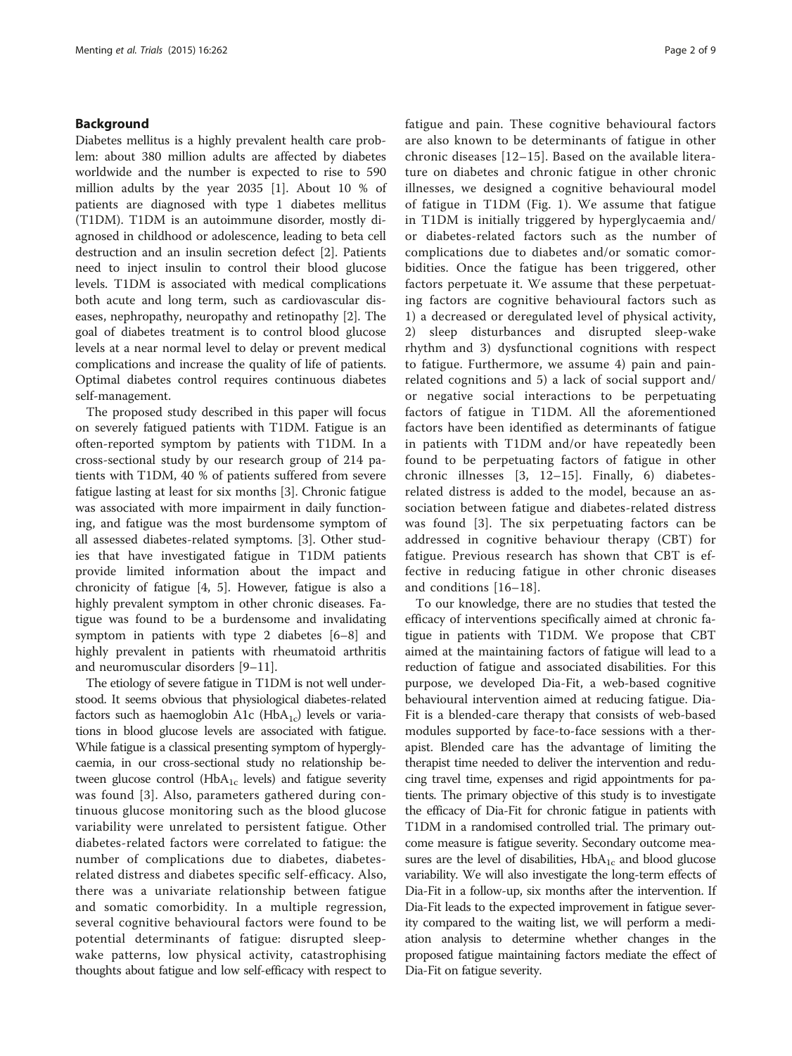## Background

Diabetes mellitus is a highly prevalent health care problem: about 380 million adults are affected by diabetes worldwide and the number is expected to rise to 590 million adults by the year 2035 [1]. About 10 % of patients are diagnosed with type 1 diabetes mellitus (T1DM). T1DM is an autoimmune disorder, mostly diagnosed in childhood or adolescence, leading to beta cell destruction and an insulin secretion defect [2]. Patients need to inject insulin to control their blood glucose levels. T1DM is associated with medical complications both acute and long term, such as cardiovascular diseases, nephropathy, neuropathy and retinopathy [2]. The goal of diabetes treatment is to control blood glucose levels at a near normal level to delay or prevent medical complications and increase the quality of life of patients. Optimal diabetes control requires continuous diabetes self-management.

The proposed study described in this paper will focus on severely fatigued patients with T1DM. Fatigue is an often-reported symptom by patients with T1DM. In a cross-sectional study by our research group of 214 patients with T1DM, 40 % of patients suffered from severe fatigue lasting at least for six months [3]. Chronic fatigue was associated with more impairment in daily functioning, and fatigue was the most burdensome symptom of all assessed diabetes-related symptoms. [3]. Other studies that have investigated fatigue in T1DM patients provide limited information about the impact and chronicity of fatigue [4, 5]. However, fatigue is also a highly prevalent symptom in other chronic diseases. Fatigue was found to be a burdensome and invalidating symptom in patients with type 2 diabetes [6–8] and highly prevalent in patients with rheumatoid arthritis and neuromuscular disorders [9–11].

The etiology of severe fatigue in T1DM is not well understood. It seems obvious that physiological diabetes-related factors such as haemoglobin A1c ($HbA_{1c}$) levels or variations in blood glucose levels are associated with fatigue. While fatigue is a classical presenting symptom of hyperglycaemia, in our cross-sectional study no relationship between glucose control ($HbA_{1c}$ levels) and fatigue severity was found [3]. Also, parameters gathered during continuous glucose monitoring such as the blood glucose variability were unrelated to persistent fatigue. Other diabetes-related factors were correlated to fatigue: the number of complications due to diabetes, diabetes-related distress and diabetes specific self-efficacy. Also, there was a univariate relationship between fatigue and somatic comorbidity. In a multiple regression, several cognitive behavioural factors were found to be potential determinants of fatigue: disrupted sleep-wake patterns, low physical activity, catastrophising thoughts about fatigue and low self-efficacy with respect to fatigue and pain. These cognitive behavioural factors are also known to be determinants of fatigue in other chronic diseases [12–15]. Based on the available literature on diabetes and chronic fatigue in other chronic illnesses, we designed a cognitive behavioural model of fatigue in T1DM (Fig. 1). We assume that fatigue in T1DM is initially triggered by hyperglycaemia and/or diabetes-related factors such as the number of complications due to diabetes and/or somatic comorbidities. Once the fatigue has been triggered, other factors perpetuate it. We assume that these perpetuating factors are cognitive behavioural factors such as 1) a decreased or deregulated level of physical activity, 2) sleep disturbances and disrupted sleep-wake rhythm and 3) dysfunctional cognitions with respect to fatigue. Furthermore, we assume 4) pain and pain-related cognitions and 5) a lack of social support and/or negative social interactions to be perpetuating factors of fatigue in T1DM. All the aforementioned factors have been identified as determinants of fatigue in patients with T1DM and/or have repeatedly been found to be perpetuating factors of fatigue in other chronic illnesses [3, 12–15]. Finally, 6) diabetes-related distress is added to the model, because an association between fatigue and diabetes-related distress was found [3]. The six perpetuating factors can be addressed in cognitive behaviour therapy (CBT) for fatigue. Previous research has shown that CBT is effective in reducing fatigue in other chronic diseases and conditions [16–18].

To our knowledge, there are no studies that tested the efficacy of interventions specifically aimed at chronic fatigue in patients with T1DM. We propose that CBT aimed at the maintaining factors of fatigue will lead to a reduction of fatigue and associated disabilities. For this purpose, we developed Dia-Fit, a web-based cognitive behavioural intervention aimed at reducing fatigue. Dia-Fit is a blended-care therapy that consists of web-based modules supported by face-to-face sessions with a therapist. Blended care has the advantage of limiting the therapist time needed to deliver the intervention and reducing travel time, expenses and rigid appointments for patients. The primary objective of this study is to investigate the efficacy of Dia-Fit for chronic fatigue in patients with T1DM in a randomised controlled trial. The primary outcome measure is fatigue severity. Secondary outcome measures are the level of disabilities, $HbA_{1c}$ and blood glucose variability. We will also investigate the long-term effects of Dia-Fit in a follow-up, six months after the intervention. If Dia-Fit leads to the expected improvement in fatigue severity compared to the waiting list, we will perform a mediation analysis to determine whether changes in the proposed fatigue maintaining factors mediate the effect of Dia-Fit on fatigue severity.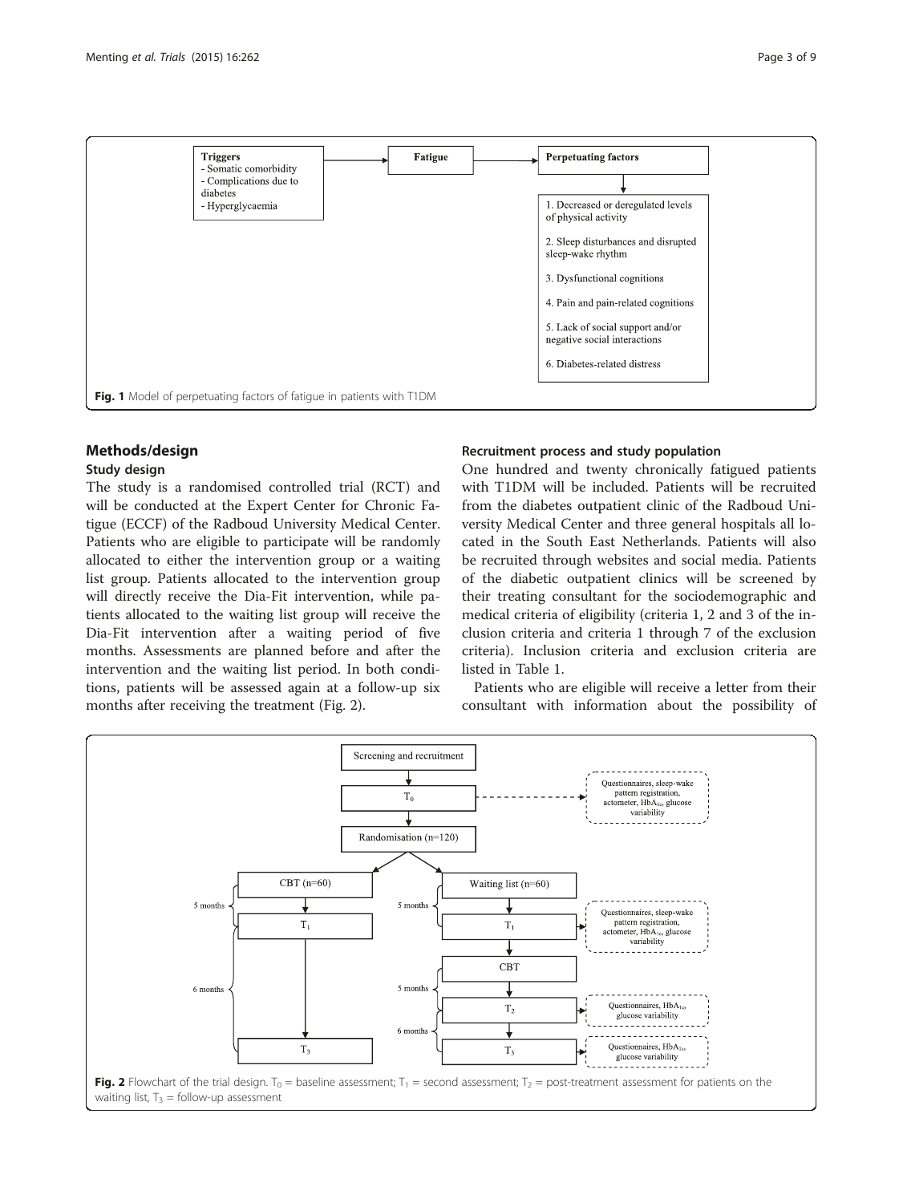Fig. 1 Model of perpetuating factors of fatigue in patients with T1DM

## Methods/design

### Study design

The study is a randomised controlled trial (RCT) and will be conducted at the Expert Center for Chronic Fatigue (ECCF) of the Radboud University Medical Center. Patients who are eligible to participate will be randomly allocated to either the intervention group or a waiting list group. Patients allocated to the intervention group will directly receive the Dia-Fit intervention, while patients allocated to the waiting list group will receive the Dia-Fit intervention after a waiting period of five months. Assessments are planned before and after the intervention and the waiting list period. In both conditions, patients will be assessed again at a follow-up six months after receiving the treatment (Fig. 2).

### Recruitment process and study population

One hundred and twenty chronically fatigued patients with T1DM will be included. Patients will be recruited from the diabetes outpatient clinic of the Radboud University Medical Center and three general hospitals all located in the South East Netherlands. Patients will also be recruited through websites and social media. Patients of the diabetic outpatient clinics will be screened by their treating consultant for the sociodemographic and medical criteria of eligibility (criteria 1, 2 and 3 of the inclusion criteria and criteria 1 through 7 of the exclusion criteria). Inclusion criteria and exclusion criteria are listed in Table 1.

Patients who are eligible will receive a letter from their consultant with information about the possibility of

Fig. 2 Flowchart of the trial design. $T_0$ = baseline assessment; $T_1$ = second assessment; $T_2$ = post-treatment assessment for patients on the waiting list, $T_3$ = follow-up assessment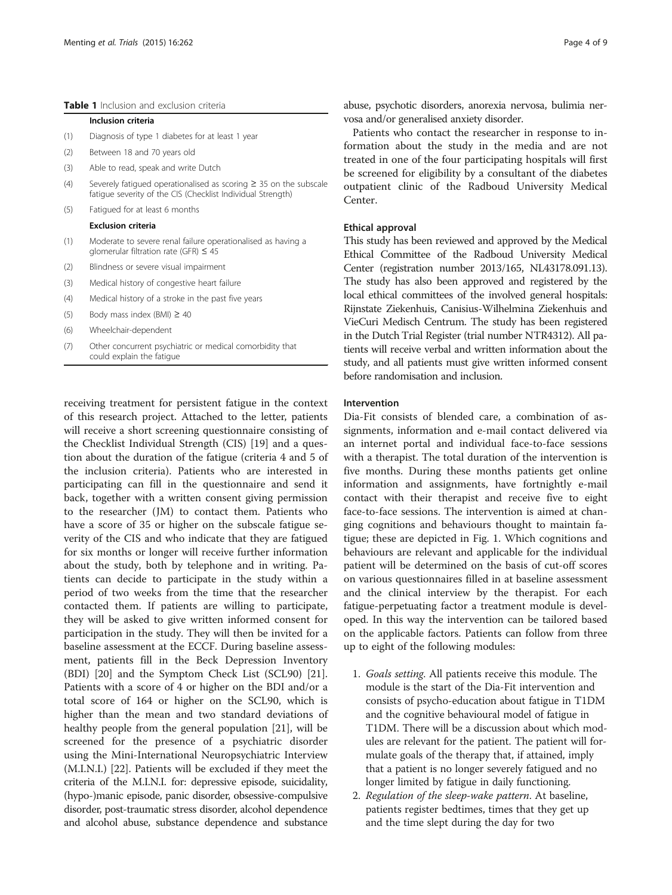**Table 1** Inclusion and exclusion criteria

| | |
|---|---|
| | **Inclusion criteria** |
| (1) | Diagnosis of type 1 diabetes for at least 1 year |
| (2) | Between 18 and 70 years old |
| (3) | Able to read, speak and write Dutch |
| (4) | Severely fatigued operationalised as scoring ≥ 35 on the subscale fatigue severity of the CIS (Checklist Individual Strength) |
| (5) | Fatigued for at least 6 months |
| | **Exclusion criteria** |
| (1) | Moderate to severe renal failure operationalised as having a glomerular filtration rate (GFR) ≤ 45 |
| (2) | Blindness or severe visual impairment |
| (3) | Medical history of congestive heart failure |
| (4) | Medical history of a stroke in the past five years |
| (5) | Body mass index (BMI) ≥ 40 |
| (6) | Wheelchair-dependent |
| (7) | Other concurrent psychiatric or medical comorbidity that could explain the fatigue |

receiving treatment for persistent fatigue in the context of this research project. Attached to the letter, patients will receive a short screening questionnaire consisting of the Checklist Individual Strength (CIS) [19] and a question about the duration of the fatigue (criteria 4 and 5 of the inclusion criteria). Patients who are interested in participating can fill in the questionnaire and send it back, together with a written consent giving permission to the researcher (JM) to contact them. Patients who have a score of 35 or higher on the subscale fatigue severity of the CIS and who indicate that they are fatigued for six months or longer will receive further information about the study, both by telephone and in writing. Patients can decide to participate in the study within a period of two weeks from the time that the researcher contacted them. If patients are willing to participate, they will be asked to give written informed consent for participation in the study. They will then be invited for a baseline assessment at the ECCF. During baseline assessment, patients fill in the Beck Depression Inventory (BDI) [20] and the Symptom Check List (SCL90) [21]. Patients with a score of 4 or higher on the BDI and/or a total score of 164 or higher on the SCL90, which is higher than the mean and two standard deviations of healthy people from the general population [21], will be screened for the presence of a psychiatric disorder using the Mini-International Neuropsychiatric Interview (M.I.N.I.) [22]. Patients will be excluded if they meet the criteria of the M.I.N.I. for: depressive episode, suicidality, (hypo-)manic episode, panic disorder, obsessive-compulsive disorder, post-traumatic stress disorder, alcohol dependence and alcohol abuse, substance dependence and substance abuse, psychotic disorders, anorexia nervosa, bulimia nervosa and/or generalised anxiety disorder.

Patients who contact the researcher in response to information about the study in the media and are not treated in one of the four participating hospitals will first be screened for eligibility by a consultant of the diabetes outpatient clinic of the Radboud University Medical Center.

#### Ethical approval

This study has been reviewed and approved by the Medical Ethical Committee of the Radboud University Medical Center (registration number 2013/165, NL43178.091.13). The study has also been approved and registered by the local ethical committees of the involved general hospitals: Rijnstate Ziekenhuis, Canisius-Wilhelmina Ziekenhuis and VieCuri Medisch Centrum. The study has been registered in the Dutch Trial Register (trial number NTR4312). All patients will receive verbal and written information about the study, and all patients must give written informed consent before randomisation and inclusion.

#### Intervention

Dia-Fit consists of blended care, a combination of assignments, information and e-mail contact delivered via an internet portal and individual face-to-face sessions with a therapist. The total duration of the intervention is five months. During these months patients get online information and assignments, have fortnightly e-mail contact with their therapist and receive five to eight face-to-face sessions. The intervention is aimed at changing cognitions and behaviours thought to maintain fatigue; these are depicted in Fig. 1. Which cognitions and behaviours are relevant and applicable for the individual patient will be determined on the basis of cut-off scores on various questionnaires filled in at baseline assessment and the clinical interview by the therapist. For each fatigue-perpetuating factor a treatment module is developed. In this way the intervention can be tailored based on the applicable factors. Patients can follow from three up to eight of the following modules:

1. *Goals setting*. All patients receive this module. The module is the start of the Dia-Fit intervention and consists of psycho-education about fatigue in T1DM and the cognitive behavioural model of fatigue in T1DM. There will be a discussion about which modules are relevant for the patient. The patient will formulate goals of the therapy that, if attained, imply that a patient is no longer severely fatigued and no longer limited by fatigue in daily functioning.
2. *Regulation of the sleep-wake pattern*. At baseline, patients register bedtimes, times that they get up and the time slept during the day for two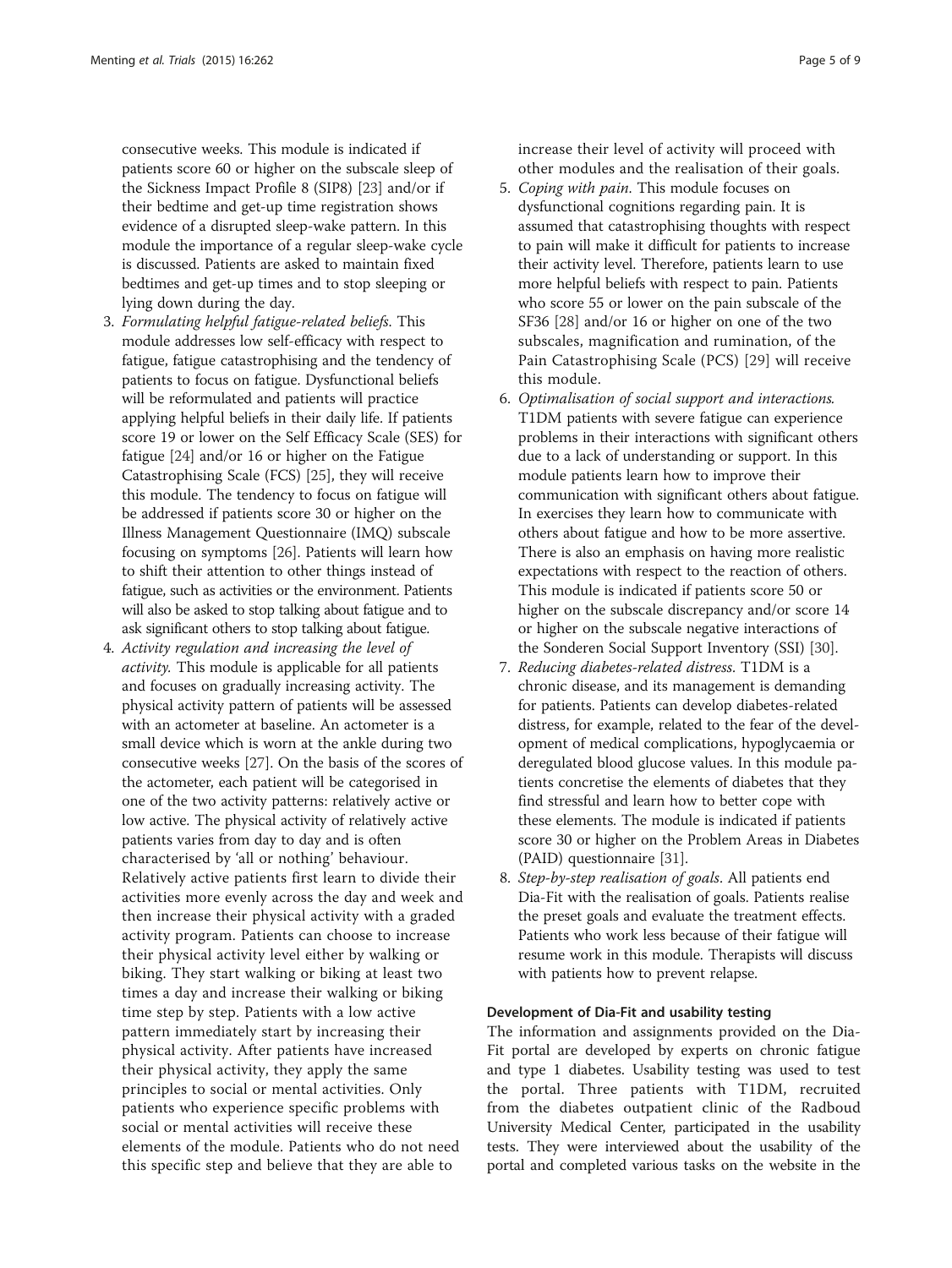consecutive weeks. This module is indicated if patients score 60 or higher on the subscale sleep of the Sickness Impact Profile 8 (SIP8) [23] and/or if their bedtime and get-up time registration shows evidence of a disrupted sleep-wake pattern. In this module the importance of a regular sleep-wake cycle is discussed. Patients are asked to maintain fixed bedtimes and get-up times and to stop sleeping or lying down during the day.

3. *Formulating helpful fatigue-related beliefs*. This module addresses low self-efficacy with respect to fatigue, fatigue catastrophising and the tendency of patients to focus on fatigue. Dysfunctional beliefs will be reformulated and patients will practice applying helpful beliefs in their daily life. If patients score 19 or lower on the Self Efficacy Scale (SES) for fatigue [24] and/or 16 or higher on the Fatigue Catastrophising Scale (FCS) [25], they will receive this module. The tendency to focus on fatigue will be addressed if patients score 30 or higher on the Illness Management Questionnaire (IMQ) subscale focusing on symptoms [26]. Patients will learn how to shift their attention to other things instead of fatigue, such as activities or the environment. Patients will also be asked to stop talking about fatigue and to ask significant others to stop talking about fatigue.
4. *Activity regulation and increasing the level of activity*. This module is applicable for all patients and focuses on gradually increasing activity. The physical activity pattern of patients will be assessed with an actometer at baseline. An actometer is a small device which is worn at the ankle during two consecutive weeks [27]. On the basis of the scores of the actometer, each patient will be categorised in one of the two activity patterns: relatively active or low active. The physical activity of relatively active patients varies from day to day and is often characterised by 'all or nothing' behaviour. Relatively active patients first learn to divide their activities more evenly across the day and week and then increase their physical activity with a graded activity program. Patients can choose to increase their physical activity level either by walking or biking. They start walking or biking at least two times a day and increase their walking or biking time step by step. Patients with a low active pattern immediately start by increasing their physical activity. After patients have increased their physical activity, they apply the same principles to social or mental activities. Only patients who experience specific problems with social or mental activities will receive these elements of the module. Patients who do not need this specific step and believe that they are able to increase their level of activity will proceed with other modules and the realisation of their goals.
5. *Coping with pain*. This module focuses on dysfunctional cognitions regarding pain. It is assumed that catastrophising thoughts with respect to pain will make it difficult for patients to increase their activity level. Therefore, patients learn to use more helpful beliefs with respect to pain. Patients who score 55 or lower on the pain subscale of the SF36 [28] and/or 16 or higher on one of the two subscales, magnification and rumination, of the Pain Catastrophising Scale (PCS) [29] will receive this module.
6. *Optimalisation of social support and interactions*. T1DM patients with severe fatigue can experience problems in their interactions with significant others due to a lack of understanding or support. In this module patients learn how to improve their communication with significant others about fatigue. In exercises they learn how to communicate with others about fatigue and how to be more assertive. There is also an emphasis on having more realistic expectations with respect to the reaction of others. This module is indicated if patients score 50 or higher on the subscale discrepancy and/or score 14 or higher on the subscale negative interactions of the Sonderen Social Support Inventory (SSI) [30].
7. *Reducing diabetes-related distress*. T1DM is a chronic disease, and its management is demanding for patients. Patients can develop diabetes-related distress, for example, related to the fear of the development of medical complications, hypoglycaemia or deregulated blood glucose values. In this module patients concretise the elements of diabetes that they find stressful and learn how to better cope with these elements. The module is indicated if patients score 30 or higher on the Problem Areas in Diabetes (PAID) questionnaire [31].
8. *Step-by-step realisation of goals*. All patients end Dia-Fit with the realisation of goals. Patients realise the preset goals and evaluate the treatment effects. Patients who work less because of their fatigue will resume work in this module. Therapists will discuss with patients how to prevent relapse.

#### Development of Dia-Fit and usability testing

The information and assignments provided on the Dia-Fit portal are developed by experts on chronic fatigue and type 1 diabetes. Usability testing was used to test the portal. Three patients with T1DM, recruited from the diabetes outpatient clinic of the Radboud University Medical Center, participated in the usability tests. They were interviewed about the usability of the portal and completed various tasks on the website in the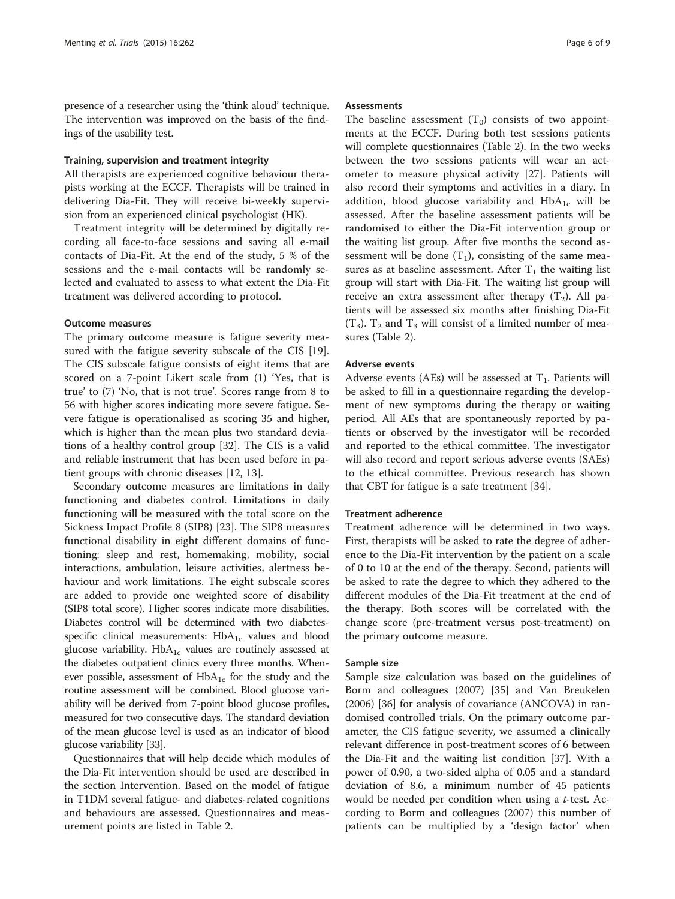presence of a researcher using the 'think aloud' technique. The intervention was improved on the basis of the findings of the usability test.

#### Training, supervision and treatment integrity

All therapists are experienced cognitive behaviour therapists working at the ECCF. Therapists will be trained in delivering Dia-Fit. They will receive bi-weekly supervision from an experienced clinical psychologist (HK).

Treatment integrity will be determined by digitally recording all face-to-face sessions and saving all e-mail contacts of Dia-Fit. At the end of the study, 5 % of the sessions and the e-mail contacts will be randomly selected and evaluated to assess to what extent the Dia-Fit treatment was delivered according to protocol.

#### Outcome measures

The primary outcome measure is fatigue severity measured with the fatigue severity subscale of the CIS [19]. The CIS subscale fatigue consists of eight items that are scored on a 7-point Likert scale from (1) 'Yes, that is true' to (7) 'No, that is not true'. Scores range from 8 to 56 with higher scores indicating more severe fatigue. Severe fatigue is operationalised as scoring 35 and higher, which is higher than the mean plus two standard deviations of a healthy control group [32]. The CIS is a valid and reliable instrument that has been used before in patient groups with chronic diseases [12, 13].

Secondary outcome measures are limitations in daily functioning and diabetes control. Limitations in daily functioning will be measured with the total score on the Sickness Impact Profile 8 (SIP8) [23]. The SIP8 measures functional disability in eight different domains of functioning: sleep and rest, homemaking, mobility, social interactions, ambulation, leisure activities, alertness behaviour and work limitations. The eight subscale scores are added to provide one weighted score of disability (SIP8 total score). Higher scores indicate more disabilities. Diabetes control will be determined with two diabetes-specific clinical measurements: $HbA_{1c}$ values and blood glucose variability. $HbA_{1c}$ values are routinely assessed at the diabetes outpatient clinics every three months. Whenever possible, assessment of $HbA_{1c}$ for the study and the routine assessment will be combined. Blood glucose variability will be derived from 7-point blood glucose profiles, measured for two consecutive days. The standard deviation of the mean glucose level is used as an indicator of blood glucose variability [33].

Questionnaires that will help decide which modules of the Dia-Fit intervention should be used are described in the section Intervention. Based on the model of fatigue in T1DM several fatigue- and diabetes-related cognitions and behaviours are assessed. Questionnaires and measurement points are listed in Table 2.

#### Assessments

The baseline assessment ($T_0$) consists of two appointments at the ECCF. During both test sessions patients will complete questionnaires (Table 2). In the two weeks between the two sessions patients will wear an actometer to measure physical activity [27]. Patients will also record their symptoms and activities in a diary. In addition, blood glucose variability and $HbA_{1c}$ will be assessed. After the baseline assessment patients will be randomised to either the Dia-Fit intervention group or the waiting list group. After five months the second assessment will be done ($T_1$), consisting of the same measures as at baseline assessment. After $T_1$ the waiting list group will start with Dia-Fit. The waiting list group will receive an extra assessment after therapy ($T_2$). All patients will be assessed six months after finishing Dia-Fit ($T_3$). $T_2$ and $T_3$ will consist of a limited number of measures (Table 2).

#### Adverse events

Adverse events (AEs) will be assessed at $T_1$. Patients will be asked to fill in a questionnaire regarding the development of new symptoms during the therapy or waiting period. All AEs that are spontaneously reported by patients or observed by the investigator will be recorded and reported to the ethical committee. The investigator will also record and report serious adverse events (SAEs) to the ethical committee. Previous research has shown that CBT for fatigue is a safe treatment [34].

#### Treatment adherence

Treatment adherence will be determined in two ways. First, therapists will be asked to rate the degree of adherence to the Dia-Fit intervention by the patient on a scale of 0 to 10 at the end of the therapy. Second, patients will be asked to rate the degree to which they adhered to the different modules of the Dia-Fit treatment at the end of the therapy. Both scores will be correlated with the change score (pre-treatment versus post-treatment) on the primary outcome measure.

#### Sample size

Sample size calculation was based on the guidelines of Borm and colleagues (2007) [35] and Van Breukelen (2006) [36] for analysis of covariance (ANCOVA) in randomised controlled trials. On the primary outcome parameter, the CIS fatigue severity, we assumed a clinically relevant difference in post-treatment scores of 6 between the Dia-Fit and the waiting list condition [37]. With a power of 0.90, a two-sided alpha of 0.05 and a standard deviation of 8.6, a minimum number of 45 patients would be needed per condition when using a *t*-test. According to Borm and colleagues (2007) this number of patients can be multiplied by a 'design factor' when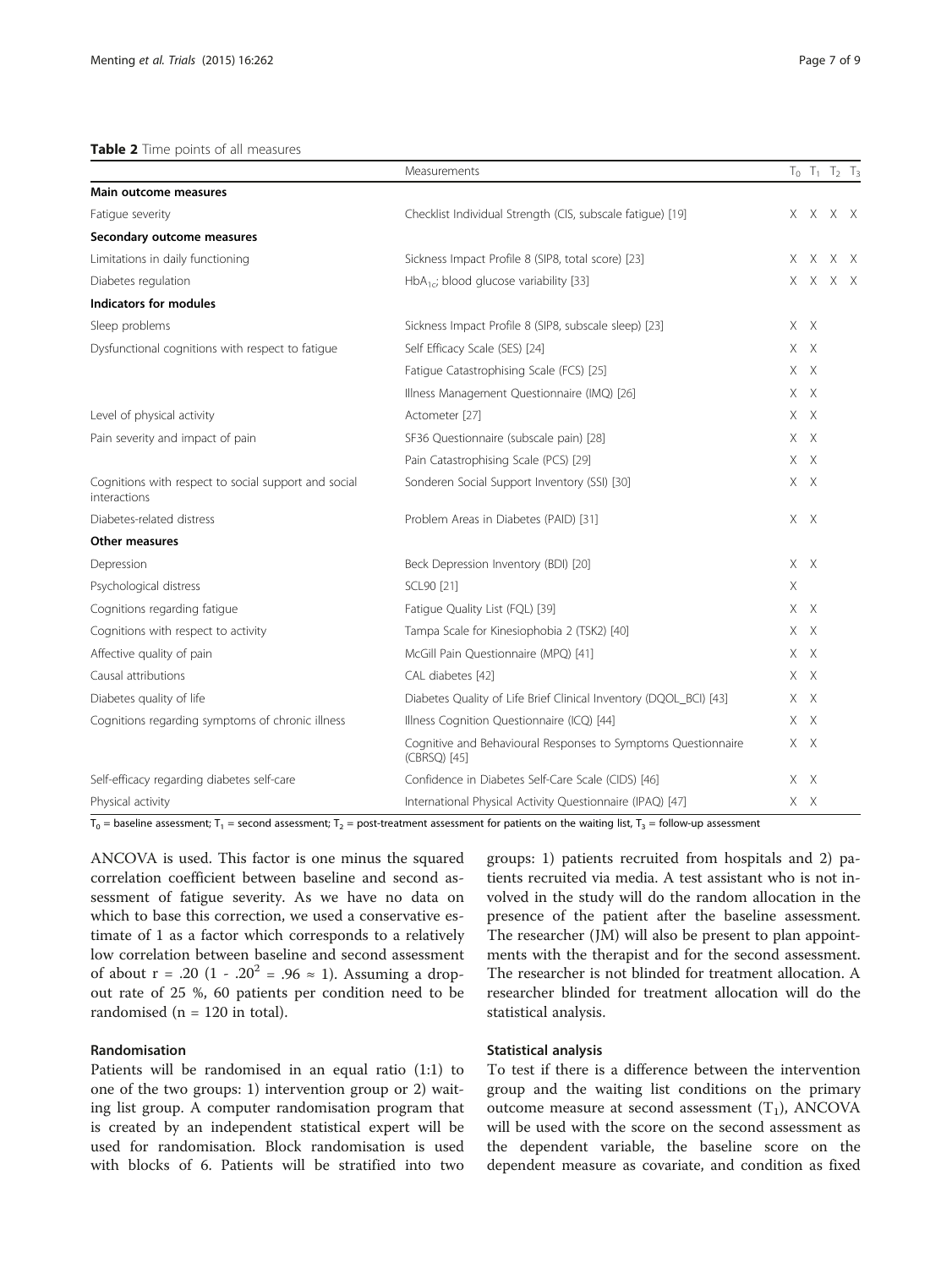**Table 2** Time points of all measures

| | Measurements | $T_0$ | $T_1$ | $T_2$ | $T_3$ |
|---|---|---|---|---|---|
| **Main outcome measures** | | | | | |
| Fatigue severity | Checklist Individual Strength (CIS, subscale fatigue) [19] | X | X | X | X |
| **Secondary outcome measures** | | | | | |
| Limitations in daily functioning | Sickness Impact Profile 8 (SIP8, total score) [23] | X | X | X | X |
| Diabetes regulation | $HbA_{1c}$; blood glucose variability [33] | X | X | X | X |
| **Indicators for modules** | | | | | |
| Sleep problems | Sickness Impact Profile 8 (SIP8, subscale sleep) [23] | X | X | | |
| Dysfunctional cognitions with respect to fatigue | Self Efficacy Scale (SES) [24] | X | X | | |
| | Fatigue Catastrophising Scale (FCS) [25] | X | X | | |
| | Illness Management Questionnaire (IMQ) [26] | X | X | | |
| Level of physical activity | Actometer [27] | X | X | | |
| Pain severity and impact of pain | SF36 Questionnaire (subscale pain) [28] | X | X | | |
| | Pain Catastrophising Scale (PCS) [29] | X | X | | |
| Cognitions with respect to social support and social interactions | Sonderen Social Support Inventory (SSI) [30] | X | X | | |
| Diabetes-related distress | Problem Areas in Diabetes (PAID) [31] | X | X | | |
| **Other measures** | | | | | |
| Depression | Beck Depression Inventory (BDI) [20] | X | X | | |
| Psychological distress | SCL90 [21] | X | | | |
| Cognitions regarding fatigue | Fatigue Quality List (FQL) [39] | X | X | | |
| Cognitions with respect to activity | Tampa Scale for Kinesiophobia 2 (TSK2) [40] | X | X | | |
| Affective quality of pain | McGill Pain Questionnaire (MPQ) [41] | X | X | | |
| Causal attributions | CAL diabetes [42] | X | X | | |
| Diabetes quality of life | Diabetes Quality of Life Brief Clinical Inventory (DQOL_BCI) [43] | X | X | | |
| Cognitions regarding symptoms of chronic illness | Illness Cognition Questionnaire (ICQ) [44] | X | X | | |
| | Cognitive and Behavioural Responses to Symptoms Questionnaire (CBRSQ) [45] | X | X | | |
| Self-efficacy regarding diabetes self-care | Confidence in Diabetes Self-Care Scale (CIDS) [46] | X | X | | |
| Physical activity | International Physical Activity Questionnaire (IPAQ) [47] | X | X | | |

$T_0$ = baseline assessment; $T_1$ = second assessment; $T_2$ = post-treatment assessment for patients on the waiting list, $T_3$ = follow-up assessment

ANCOVA is used. This factor is one minus the squared correlation coefficient between baseline and second assessment of fatigue severity. As we have no data on which to base this correction, we used a conservative estimate of 1 as a factor which corresponds to a relatively low correlation between baseline and second assessment of about $r = .20$ $(1 - .20^2 = .96 \approx 1)$. Assuming a dropout rate of 25 %, 60 patients per condition need to be randomised (n = 120 in total).

### Randomisation

Patients will be randomised in an equal ratio (1:1) to one of the two groups: 1) intervention group or 2) waiting list group. A computer randomisation program that is created by an independent statistical expert will be used for randomisation. Block randomisation is used with blocks of 6. Patients will be stratified into two groups: 1) patients recruited from hospitals and 2) patients recruited via media. A test assistant who is not involved in the study will do the random allocation in the presence of the patient after the baseline assessment. The researcher (JM) will also be present to plan appointments with the therapist and for the second assessment. The researcher is not blinded for treatment allocation. A researcher blinded for treatment allocation will do the statistical analysis.

### Statistical analysis

To test if there is a difference between the intervention group and the waiting list conditions on the primary outcome measure at second assessment ($T_1$), ANCOVA will be used with the score on the second assessment as the dependent variable, the baseline score on the dependent measure as covariate, and condition as fixed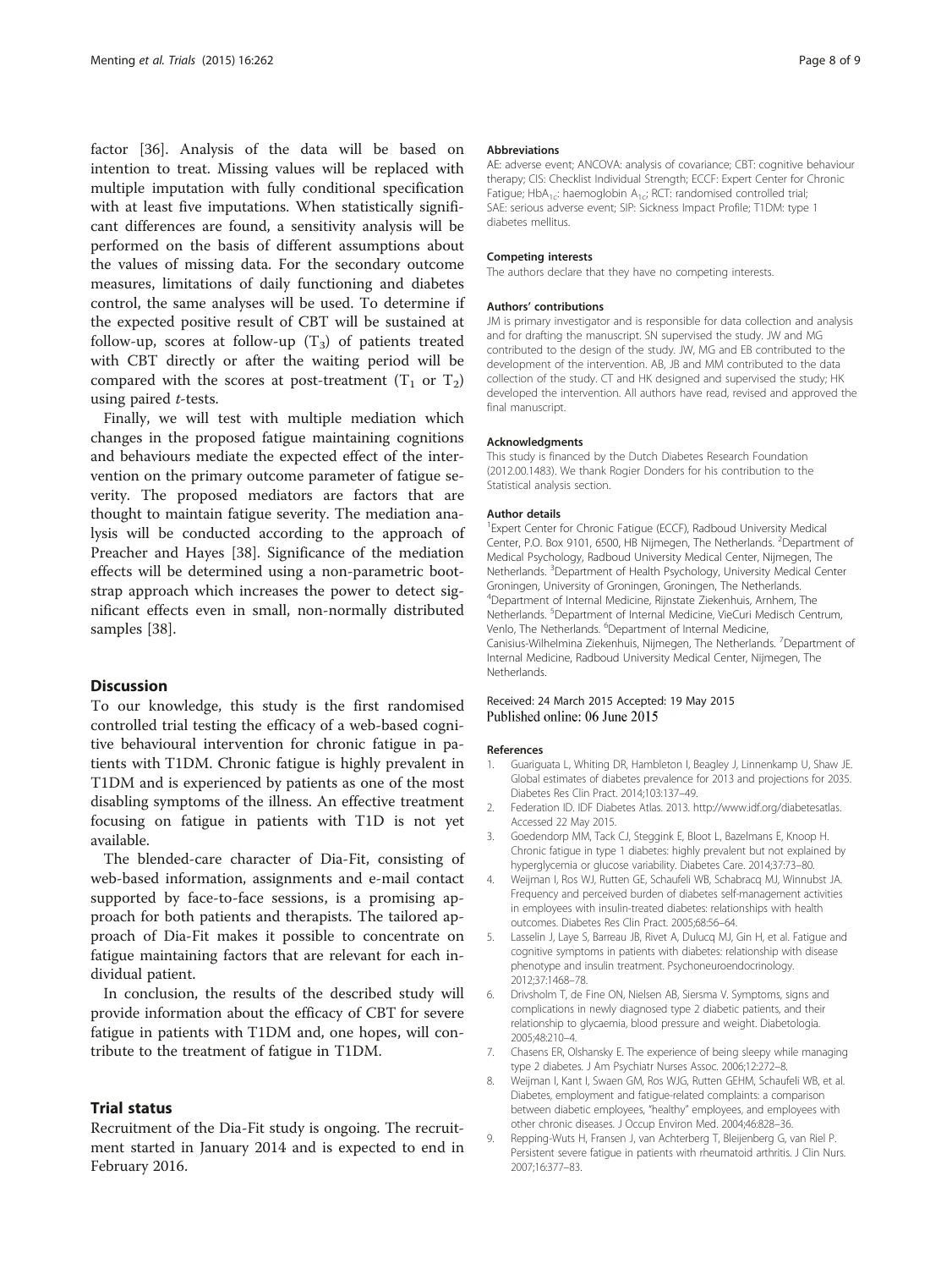factor [36]. Analysis of the data will be based on intention to treat. Missing values will be replaced with multiple imputation with fully conditional specification with at least five imputations. When statistically significant differences are found, a sensitivity analysis will be performed on the basis of different assumptions about the values of missing data. For the secondary outcome measures, limitations of daily functioning and diabetes control, the same analyses will be used. To determine if the expected positive result of CBT will be sustained at follow-up, scores at follow-up ($T_3$) of patients treated with CBT directly or after the waiting period will be compared with the scores at post-treatment ($T_1$ or $T_2$) using paired *t*-tests.

Finally, we will test with multiple mediation which changes in the proposed fatigue maintaining cognitions and behaviours mediate the expected effect of the intervention on the primary outcome parameter of fatigue severity. The proposed mediators are factors that are thought to maintain fatigue severity. The mediation analysis will be conducted according to the approach of Preacher and Hayes [38]. Significance of the mediation effects will be determined using a non-parametric bootstrap approach which increases the power to detect significant effects even in small, non-normally distributed samples [38].

## Discussion

To our knowledge, this study is the first randomised controlled trial testing the efficacy of a web-based cognitive behavioural intervention for chronic fatigue in patients with T1DM. Chronic fatigue is highly prevalent in T1DM and is experienced by patients as one of the most disabling symptoms of the illness. An effective treatment focusing on fatigue in patients with T1D is not yet available.

The blended-care character of Dia-Fit, consisting of web-based information, assignments and e-mail contact supported by face-to-face sessions, is a promising approach for both patients and therapists. The tailored approach of Dia-Fit makes it possible to concentrate on fatigue maintaining factors that are relevant for each individual patient.

In conclusion, the results of the described study will provide information about the efficacy of CBT for severe fatigue in patients with T1DM and, one hopes, will contribute to the treatment of fatigue in T1DM.

## Trial status

Recruitment of the Dia-Fit study is ongoing. The recruitment started in January 2014 and is expected to end in February 2016.

#### Abbreviations

AE: adverse event; ANCOVA: analysis of covariance; CBT: cognitive behaviour therapy; CIS: Checklist Individual Strength; ECCF: Expert Center for Chronic Fatigue; $HbA_{1c}$: haemoglobin $A_{1c}$; RCT: randomised controlled trial; SAE: serious adverse event; SIP: Sickness Impact Profile; T1DM: type 1 diabetes mellitus.

#### Competing interests

The authors declare that they have no competing interests.

#### Authors' contributions

JM is primary investigator and is responsible for data collection and analysis and for drafting the manuscript. SN supervised the study. JW and MG contributed to the design of the study. JW, MG and EB contributed to the development of the intervention. AB, JB and MM contributed to the data collection of the study. CT and HK designed and supervised the study; HK developed the intervention. All authors have read, revised and approved the final manuscript.

#### Acknowledgments

This study is financed by the Dutch Diabetes Research Foundation (2012.00.1483). We thank Rogier Donders for his contribution to the Statistical analysis section.

#### Author details

[1]Expert Center for Chronic Fatigue (ECCF), Radboud University Medical Center, P.O. Box 9101, 6500, HB Nijmegen, The Netherlands. [2]Department of Medical Psychology, Radboud University Medical Center, Nijmegen, The Netherlands. [3]Department of Health Psychology, University Medical Center Groningen, University of Groningen, Groningen, The Netherlands. [4]Department of Internal Medicine, Rijnstate Ziekenhuis, Arnhem, The Netherlands. [5]Department of Internal Medicine, VieCuri Medisch Centrum, Venlo, The Netherlands. [6]Department of Internal Medicine, Canisius-Wilhelmina Ziekenhuis, Nijmegen, The Netherlands. [7]Department of Internal Medicine, Radboud University Medical Center, Nijmegen, The Netherlands.

Received: 24 March 2015 Accepted: 19 May 2015
Published online: 06 June 2015

#### References

1. Guariguata L, Whiting DR, Hambleton I, Beagley J, Linnenkamp U, Shaw JE. Global estimates of diabetes prevalence for 2013 and projections for 2035. Diabetes Res Clin Pract. 2014;103:137–49.
2. Federation ID. IDF Diabetes Atlas. 2013. http://www.idf.org/diabetesatlas. Accessed 22 May 2015.
3. Goedendorp MM, Tack CJ, Steggink E, Bloot L, Bazelmans E, Knoop H. Chronic fatigue in type 1 diabetes: highly prevalent but not explained by hyperglycemia or glucose variability. Diabetes Care. 2014;37:73–80.
4. Weijman I, Ros WJ, Rutten GE, Schaufeli WB, Schabracq MJ, Winnubst JA. Frequency and perceived burden of diabetes self-management activities in employees with insulin-treated diabetes: relationships with health outcomes. Diabetes Res Clin Pract. 2005;68:56–64.
5. Lasselin J, Laye S, Barreau JB, Rivet A, Dulucq MJ, Gin H, et al. Fatigue and cognitive symptoms in patients with diabetes: relationship with disease phenotype and insulin treatment. Psychoneuroendocrinology. 2012;37:1468–78.
6. Drivsholm T, de Fine ON, Nielsen AB, Siersma V. Symptoms, signs and complications in newly diagnosed type 2 diabetic patients, and their relationship to glycaemia, blood pressure and weight. Diabetologia. 2005;48:210–4.
7. Chasens ER, Olshansky E. The experience of being sleepy while managing type 2 diabetes. J Am Psychiatr Nurses Assoc. 2006;12:272–8.
8. Weijman I, Kant I, Swaen GM, Ros WJG, Rutten GEHM, Schaufeli WB, et al. Diabetes, employment and fatigue-related complaints: a comparison between diabetic employees, "healthy" employees, and employees with other chronic diseases. J Occup Environ Med. 2004;46:828–36.
9. Repping-Wuts H, Fransen J, van Achterberg T, Bleijenberg G, van Riel P. Persistent severe fatigue in patients with rheumatoid arthritis. J Clin Nurs. 2007;16:377–83.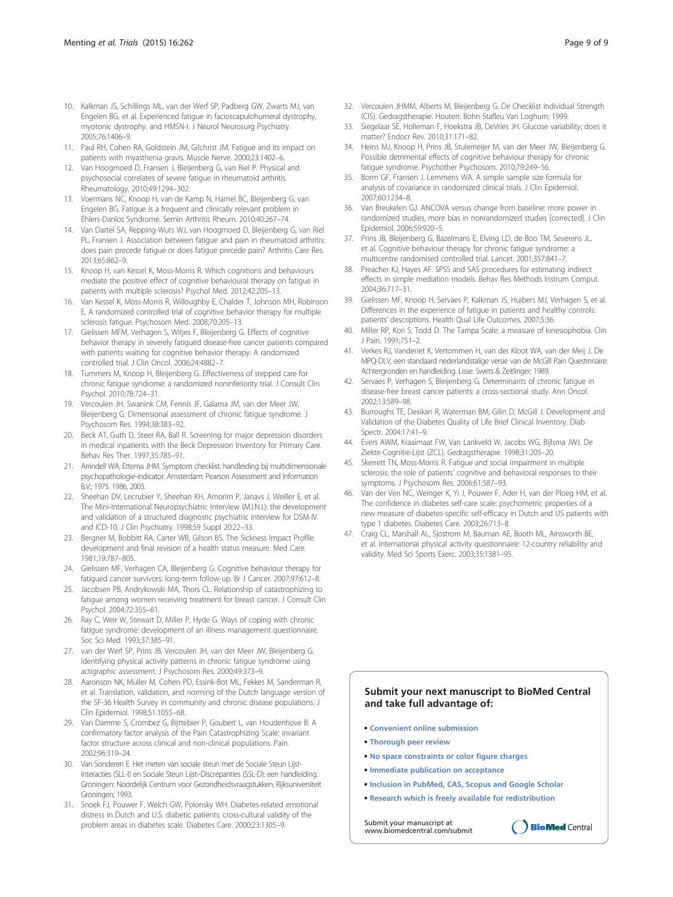10. Kalkman JS, Schillings ML, van der Werf SP, Padberg GW, Zwarts MJ, van Engelen BG, et al. Experienced fatigue in facioscapulohumeral dystrophy, myotonic dystrophy, and HMSN-I. J Neurol Neurosurg Psychiatry. 2005;76:1406–9.
11. Paul RH, Cohen RA, Goldstein JM, Gilchrist JM. Fatigue and its impact on patients with myasthenia gravis. Muscle Nerve. 2000;23:1402–6.
12. Van Hoogmoed D, Fransen J, Bleijenberg G, van Riel P. Physical and psychosocial correlates of severe fatigue in rheumatoid arthritis. Rheumatology. 2010;49:1294–302.
13. Voermans NC, Knoop H, van de Kamp N, Hamel BC, Bleijenberg G, van Engelen BG. Fatigue is a frequent and clinically relevant problem in Ehlers-Danlos Syndrome. Semin Arthritis Rheum. 2010;40:267–74.
14. Van Dartel SA, Repping-Wuts WJ, van Hoogmoed D, Bleijenberg G, van Riel PL, Fransen J. Association between fatigue and pain in rheumatoid arthritis: does pain precede fatigue or does fatigue precede pain? Arthritis Care Res. 2013;65:862–9.
15. Knoop H, van Kessel K, Moss-Morris R. Which cognitions and behaviours mediate the positive effect of cognitive behavioural therapy on fatigue in patients with multiple sclerosis? Psychol Med. 2012;42:205–13.
16. Van Kessel K, Moss-Morris R, Willoughby E, Chalder T, Johnson MH, Robinson E. A randomized controlled trial of cognitive behavior therapy for multiple sclerosis fatigue. Psychosom Med. 2008;70:205–13.
17. Gielissen MFM, Verhagen S, Witjes F, Bleijenberg G. Effects of cognitive behavior therapy in severely fatigued disease-free cancer patients compared with patients waiting for cognitive behavior therapy: A randomized controlled trial. J Clin Oncol. 2006;24:4882–7.
18. Tummers M, Knoop H, Bleijenberg G. Effectiveness of stepped care for chronic fatigue syndrome: a randomized noninferiority trial. J Consult Clin Psychol. 2010;78:724–31.
19. Vercoulen JH, Swanink CM, Fennis JF, Galama JM, van der Meer JW, Bleijenberg G. Dimensional assessment of chronic fatigue syndrome. J Psychosom Res. 1994;38:383–92.
20. Beck AT, Guth D, Steer RA, Ball R. Screening for major depression disorders in medical inpatients with the Beck Depression Inventory for Primary Care. Behav Res Ther. 1997;35:785–91.
21. Arrindell WA, Ettema JHM. Symptom checklist: handleiding bij multidimensionale psychopathologie-indicator. Amsterdam: Pearson Assessment and Information B.V.; 1975. 1986, 2005.
22. Sheehan DV, Lecrubier Y, Sheehan KH, Amorim P, Janavs J, Weiller E, et al. The Mini-International Neuropsychiatric Interview (M.I.N.I.): the development and validation of a structured diagnostic psychiatric interview for DSM-IV and ICD-10. J Clin Psychiatry. 1998;59 Suppl 20:22–33.
23. Bergner M, Bobbitt RA, Carter WB, Gilson BS. The Sickness Impact Profile: development and final revision of a health status measure. Med Care. 1981;19:787–805.
24. Gielissen MF, Verhagen CA, Bleijenberg G. Cognitive behaviour therapy for fatigued cancer survivors: long-term follow-up. Br J Cancer. 2007;97:612–8.
25. Jacobsen PB, Andrykowski MA, Thors CL. Relationship of catastrophizing to fatigue among women receiving treatment for breast cancer. J Consult Clin Psychol. 2004;72:355–61.
26. Ray C, Weir W, Stewart D, Miller P, Hyde G. Ways of coping with chronic fatigue syndrome: development of an illness management questionnaire. Soc Sci Med. 1993;37:385–91.
27. van der Werf SP, Prins JB, Vercoulen JH, van der Meer JW, Bleijenberg G. Identifying physical activity patterns in chronic fatigue syndrome using actigraphic assessment. J Psychosom Res. 2000;49:373–9.
28. Aaronson NK, Muller M, Cohen PD, Essink-Bot ML, Fekkes M, Sanderman R, et al. Translation, validation, and norming of the Dutch language version of the SF-36 Health Survey in community and chronic disease populations. J Clin Epidemiol. 1998;51:1055–68.
29. Van Damme S, Crombez G, Bijttebier P, Goubert L, van Houdenhove B. A confirmatory factor analysis of the Pain Catastrophizing Scale: invariant factor structure across clinical and non-clinical populations. Pain. 2002;96:319–24.
30. Van Sonderen E. Het meten van sociale steun met de Sociale Steun Lijst-Interacties (SLL-I) en Sociale Steun Lijst–Discrepanties (SSL-D): een handleiding. Groningen: Noordelijk Centrum voor Gezondheidsvraagstukken, Rijksuniversiteit Groningen; 1993.
31. Snoek FJ, Pouwer F, Welch GW, Polonsky WH. Diabetes-related emotional distress in Dutch and U.S. diabetic patients: cross-cultural validity of the problem areas in diabetes scale. Diabetes Care. 2000;23:1305–9.
32. Vercoulen JHMM, Alberts M, Bleijenberg G. De Checklist Individual Strength (CIS). Gedragstherapie. Houten: Bohn Stafleu Van Loghum; 1999.
33. Siegelaar SE, Holleman F, Hoekstra JB, DeVries JH. Glucose variability; does it matter? Endocr Rev. 2010;31:171–82.
34. Heins MJ, Knoop H, Prins JB, Stulemeijer M, van der Meer JW, Bleijenberg G. Possible detrimental effects of cognitive behaviour therapy for chronic fatigue syndrome. Psychother Psychosom. 2010;79:249–56.
35. Borm GF, Fransen J, Lemmens WA. A simple sample size formula for analysis of covariance in randomized clinical trials. J Clin Epidemiol. 2007;60:1234–8.
36. Van Breukelen GJ. ANCOVA versus change from baseline: more power in randomized studies, more bias in nonrandomized studies [corrected]. J Clin Epidemiol. 2006;59:920–5.
37. Prins JB, Bleijenberg G, Bazelmans E, Elving LD, de Boo TM, Severens JL, et al. Cognitive behaviour therapy for chronic fatigue syndrome: a multicentre randomised controlled trial. Lancet. 2001;357:841–7.
38. Preacher KJ, Hayes AF. SPSS and SAS procedures for estimating indirect effects in simple mediation models. Behav Res Methods Instrum Comput. 2004;36:717–31.
39. Gielissen MF, Knoop H, Servaes P, Kalkman JS, Huibers MJ, Verhagen S, et al. Differences in the experience of fatigue in patients and healthy controls: patients' descriptions. Health Qual Life Outcomes. 2007;5:36.
40. Miller RP, Kori S, Todd D. The Tampa Scale: a measure of kinesiophobia. Clin J Pain. 1991;751–2.
41. Verkes RJ, Vanderiet K, Vertommen H, van der Kloot WA, van der Meij J. De MPQ-DLV, een standaard nederlandstalige versie van de McGill Pain Questinnaire: Achtergronden en handleiding. Lisse: Swets & Zeitlinger; 1989.
42. Servaes P, Verhagen S, Bleijenberg G. Determinants of chronic fatigue in disease-free breast cancer patients: a cross-sectional study. Ann Oncol. 2002;13:589–98.
43. Burroughs TE, Desikan R, Waterman BM, Gilin D, McGill J. Development and Validation of the Diabetes Quality of Life Brief Clinical Inventory. Diab Spectr. 2004;17:41–9.
44. Evers AWM, Kraaimaat FW, Van Lankveld W, Jacobs WG, Bijlsma JWJ. De Ziekte-Cognitie-Lijst (ZCL). Gedragstherapie. 1998;31:205–20.
45. Skerrett TN, Moss-Morris R. Fatigue and social impairment in multiple sclerosis: the role of patients' cognitive and behavioral responses to their symptoms. J Psychosom Res. 2006;61:587–93.
46. Van der Ven NC, Weinger K, Yi J, Pouwer F, Ader H, van der Ploeg HM, et al. The confidence in diabetes self-care scale: psychometric properties of a new measure of diabetes-specific self-efficacy in Dutch and US patients with type 1 diabetes. Diabetes Care. 2003;26:713–8.
47. Craig CL, Marshall AL, Sjostrom M, Bauman AE, Booth ML, Ainsworth BE, et al. International physical activity questionnaire: 12-country reliability and validity. Med Sci Sports Exerc. 2003;35:1381–95.

**Submit your next manuscript to BioMed Central and take full advantage of:**

- **Convenient online submission**
- **Thorough peer review**
- **No space constraints or color figure charges**
- **Immediate publication on acceptance**
- **Inclusion in PubMed, CAS, Scopus and Google Scholar**
- **Research which is freely available for redistribution**

Submit your manuscript at
www.biomedcentral.com/submit

BioMed Central